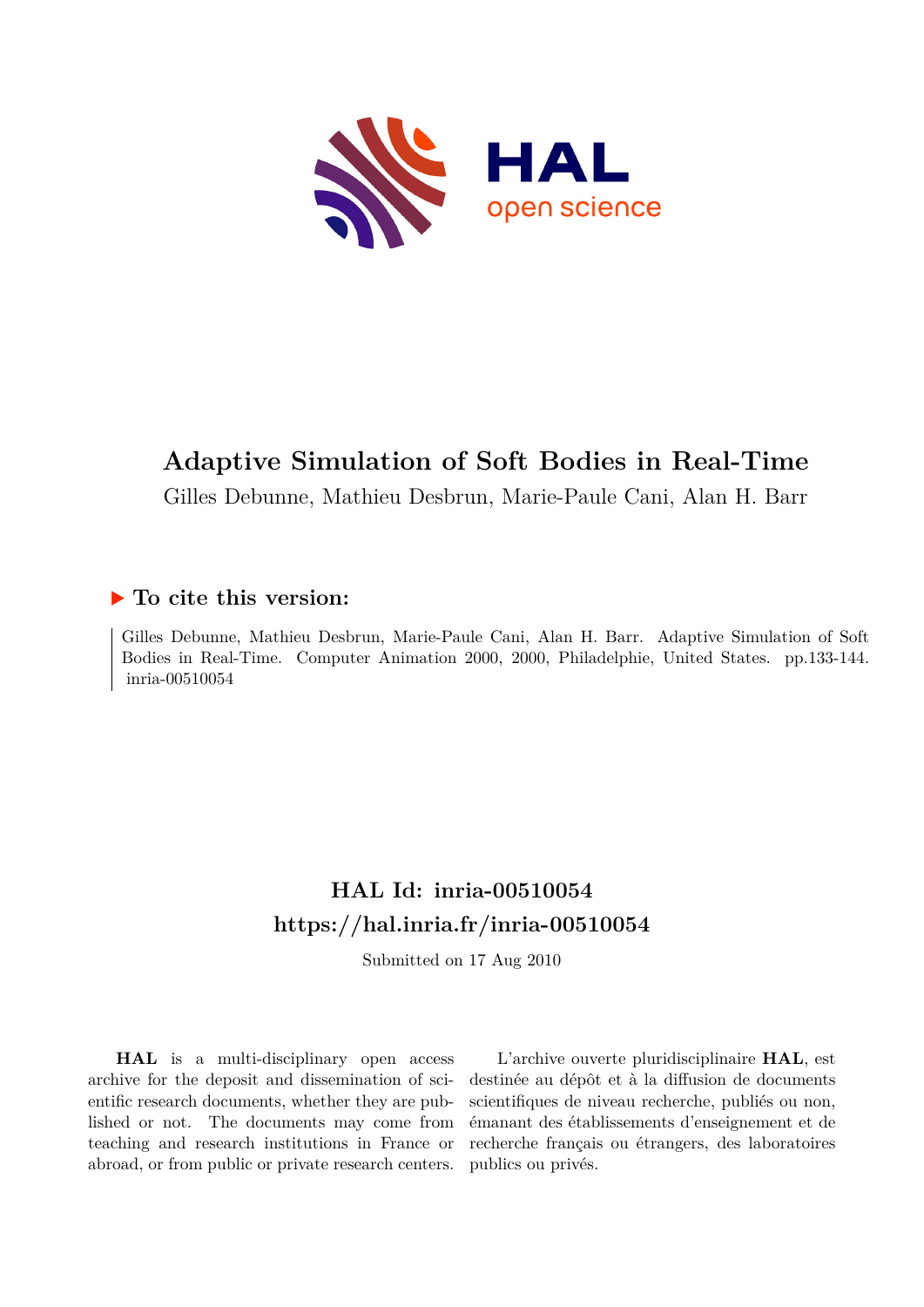# Adaptive Simulation of Soft Bodies in Real-Time

Gilles Debunne, Mathieu Desbrun, Marie-Paule Cani, Alan H. Barr

## ▶ To cite this version:

Gilles Debunne, Mathieu Desbrun, Marie-Paule Cani, Alan H. Barr. Adaptive Simulation of Soft Bodies in Real-Time. Computer Animation 2000, 2000, Philadelphie, United States. pp.133-144. inria-00510054

## HAL Id: inria-00510054

## https://hal.inria.fr/inria-00510054

Submitted on 17 Aug 2010

**HAL** is a multi-disciplinary open access archive for the deposit and dissemination of scientific research documents, whether they are published or not. The documents may come from teaching and research institutions in France or abroad, or from public or private research centers.

L'archive ouverte pluridisciplinaire **HAL**, est destinée au dépôt et à la diffusion de documents scientifiques de niveau recherche, publiés ou non, émanant des établissements d'enseignement et de recherche français ou étrangers, des laboratoires publics ou privés.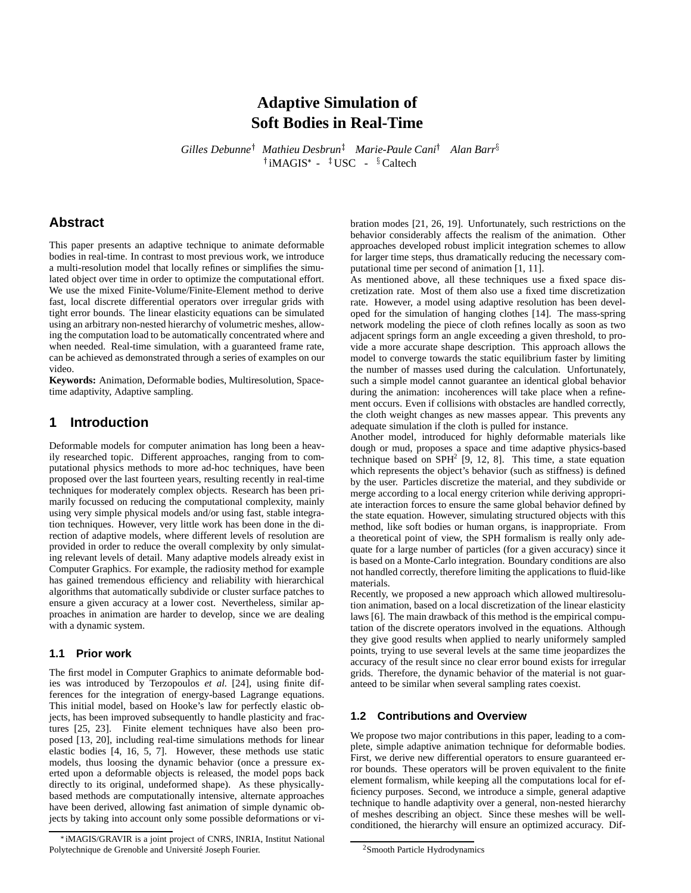# Adaptive Simulation of Soft Bodies in Real-Time

*Gilles Debunne*[†] *Mathieu Desbrun*[‡] *Marie-Paule Cani*[†] *Alan Barr*[§]

[†]iMAGIS[*] - [‡]USC - [§]Caltech

## Abstract

This paper presents an adaptive technique to animate deformable bodies in real-time. In contrast to most previous work, we introduce a multi-resolution model that locally refines or simplifies the simulated object over time in order to optimize the computational effort. We use the mixed Finite-Volume/Finite-Element method to derive fast, local discrete differential operators over irregular grids with tight error bounds. The linear elasticity equations can be simulated using an arbitrary non-nested hierarchy of volumetric meshes, allowing the computation load to be automatically concentrated where and when needed. Real-time simulation, with a guaranteed frame rate, can be achieved as demonstrated through a series of examples on our video.

**Keywords:** Animation, Deformable bodies, Multiresolution, Space-time adaptivity, Adaptive sampling.

## 1 Introduction

Deformable models for computer animation has long been a heavily researched topic. Different approaches, ranging from to computational physics methods to more ad-hoc techniques, have been proposed over the last fourteen years, resulting recently in real-time techniques for moderately complex objects. Research has been primarily focussed on reducing the computational complexity, mainly using very simple physical models and/or using fast, stable integration techniques. However, very little work has been done in the direction of adaptive models, where different levels of resolution are provided in order to reduce the overall complexity by only simulating relevant levels of detail. Many adaptive models already exist in Computer Graphics. For example, the radiosity method for example has gained tremendous efficiency and reliability with hierarchical algorithms that automatically subdivide or cluster surface patches to ensure a given accuracy at a lower cost. Nevertheless, similar approaches in animation are harder to develop, since we are dealing with a dynamic system.

### 1.1 Prior work

The first model in Computer Graphics to animate deformable bodies was introduced by Terzopoulos *et al.* [24], using finite differences for the integration of energy-based Lagrange equations. This initial model, based on Hooke's law for perfectly elastic objects, has been improved subsequently to handle plasticity and fractures [25, 23]. Finite element techniques have also been proposed [13, 20], including real-time simulations methods for linear elastic bodies [4, 16, 5, 7]. However, these methods use static models, thus loosing the dynamic behavior (once a pressure exerted upon a deformable objects is released, the model pops back directly to its original, undeformed shape). As these physically-based methods are computationally intensive, alternate approaches have been derived, allowing fast animation of simple dynamic objects by taking into account only some possible deformations or vibration modes [21, 26, 19]. Unfortunately, such restrictions on the behavior considerably affects the realism of the animation. Other approaches developed robust implicit integration schemes to allow for larger time steps, thus dramatically reducing the necessary computational time per second of animation [1, 11].

As mentioned above, all these techniques use a fixed space discretization rate. Most of them also use a fixed time discretization rate. However, a model using adaptive resolution has been developed for the simulation of hanging clothes [14]. The mass-spring network modeling the piece of cloth refines locally as soon as two adjacent springs form an angle exceeding a given threshold, to provide a more accurate shape description. This approach allows the model to converge towards the static equilibrium faster by limiting the number of masses used during the calculation. Unfortunately, such a simple model cannot guarantee an identical global behavior during the animation: incoherences will take place when a refinement occurs. Even if collisions with obstacles are handled correctly, the cloth weight changes as new masses appear. This prevents any adequate simulation if the cloth is pulled for instance.

Another model, introduced for highly deformable materials like dough or mud, proposes a space and time adaptive physics-based technique based on SPH[2] [9, 12, 8]. This time, a state equation which represents the object's behavior (such as stiffness) is defined by the user. Particles discretize the material, and they subdivide or merge according to a local energy criterion while deriving appropriate interaction forces to ensure the same global behavior defined by the state equation. However, simulating structured objects with this method, like soft bodies or human organs, is inappropriate. From a theoretical point of view, the SPH formalism is really only adequate for a large number of particles (for a given accuracy) since it is based on a Monte-Carlo integration. Boundary conditions are also not handled correctly, therefore limiting the applications to fluid-like materials.

Recently, we proposed a new approach which allowed multiresolution animation, based on a local discretization of the linear elasticity laws [6]. The main drawback of this method is the empirical computation of the discrete operators involved in the equations. Although they give good results when applied to nearly uniformly sampled points, trying to use several levels at the same time jeopardizes the accuracy of the result since no clear error bound exists for irregular grids. Therefore, the dynamic behavior of the material is not guaranteed to be similar when several sampling rates coexist.

### 1.2 Contributions and Overview

We propose two major contributions in this paper, leading to a complete, simple adaptive animation technique for deformable bodies. First, we derive new differential operators to ensure guaranteed error bounds. These operators will be proven equivalent to the finite element formalism, while keeping all the computations local for efficiency purposes. Second, we introduce a simple, general adaptive technique to handle adaptivity over a general, non-nested hierarchy of meshes describing an object. Since these meshes will be well-conditioned, the hierarchy will ensure an optimized accuracy. Dif-

[*]iMAGIS/GRAVIR is a joint project of CNRS, INRIA, Institut National Polytechnique de Grenoble and Université Joseph Fourier.

[2]Smooth Particle Hydrodynamics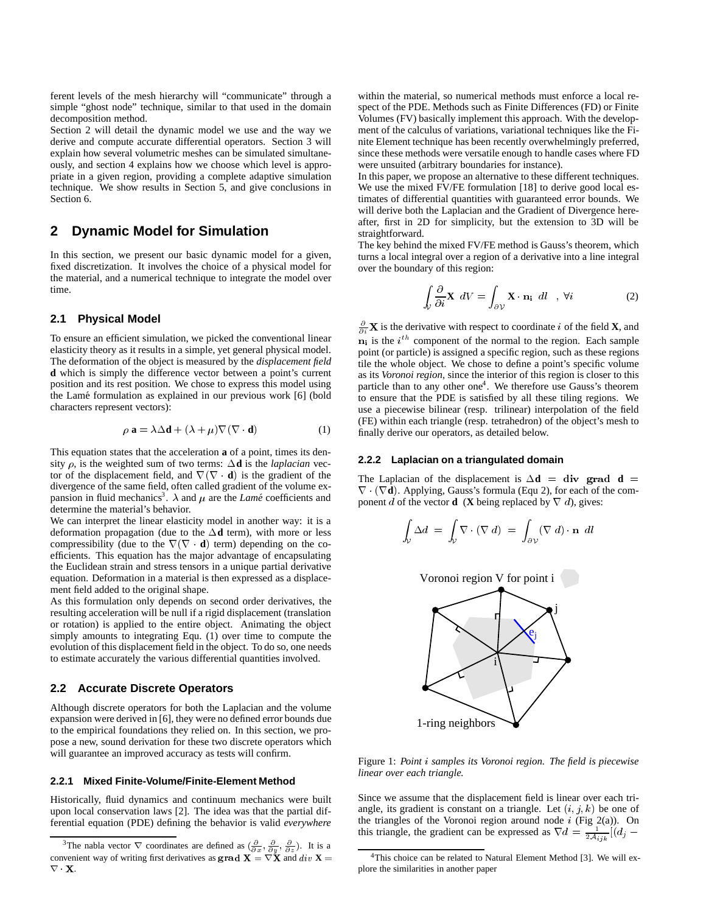ferent levels of the mesh hierarchy will "communicate" through a simple "ghost node" technique, similar to that used in the domain decomposition method.
Section 2 will detail the dynamic model we use and the way we derive and compute accurate differential operators. Section 3 will explain how several volumetric meshes can be simulated simultaneously, and section 4 explains how we choose which level is appropriate in a given region, providing a complete adaptive simulation technique. We show results in Section 5, and give conclusions in Section 6.

## 2 Dynamic Model for Simulation

In this section, we present our basic dynamic model for a given, fixed discretization. It involves the choice of a physical model for the material, and a numerical technique to integrate the model over time.

### 2.1 Physical Model

To ensure an efficient simulation, we picked the conventional linear elasticity theory as it results in a simple, yet general physical model. The deformation of the object is measured by the *displacement field* **d** which is simply the difference vector between a point's current position and its rest position. We chose to express this model using the Lamé formulation as explained in our previous work [6] (bold characters represent vectors):

$$\rho\, \mathbf{a} = \lambda \Delta \mathbf{d} + (\lambda + \mu)\nabla(\nabla \cdot \mathbf{d}) \tag{1}$$

This equation states that the acceleration **a** of a point, times its density $\rho$, is the weighted sum of two terms: $\Delta \mathbf{d}$ is the *laplacian* vector of the displacement field, and $\nabla(\nabla \cdot \mathbf{d})$ is the gradient of the divergence of the same field, often called gradient of the volume expansion in fluid mechanics[3]. $\lambda$ and $\mu$ are the *Lamé* coefficients and determine the material's behavior.
We can interpret the linear elasticity model in another way: it is a deformation propagation (due to the $\Delta \mathbf{d}$ term), with more or less compressibility (due to the $\nabla(\nabla \cdot \mathbf{d})$ term) depending on the coefficients. This equation has the major advantage of encapsulating the Euclidean strain and stress tensors in a unique partial derivative equation. Deformation in a material is then expressed as a displacement field added to the original shape.
As this formulation only depends on second order derivatives, the resulting acceleration will be null if a rigid displacement (translation or rotation) is applied to the entire object. Animating the object simply amounts to integrating Equ. (1) over time to compute the evolution of this displacement field in the object. To do so, one needs to estimate accurately the various differential quantities involved.

### 2.2 Accurate Discrete Operators

Although discrete operators for both the Laplacian and the volume expansion were derived in [6], they were no defined error bounds due to the empirical foundations they relied on. In this section, we propose a new, sound derivation for these two discrete operators which will guarantee an improved accuracy as tests will confirm.

#### 2.2.1 Mixed Finite-Volume/Finite-Element Method

Historically, fluid dynamics and continuum mechanics were built upon local conservation laws [2]. The idea was that the partial differential equation (PDE) defining the behavior is valid *everywhere* within the material, so numerical methods must enforce a local respect of the PDE. Methods such as Finite Differences (FD) or Finite Volumes (FV) basically implement this approach. With the development of the calculus of variations, variational techniques like the Finite Element technique has been recently overwhelmingly preferred, since these methods were versatile enough to handle cases where FD were unsuited (arbitrary boundaries for instance).
In this paper, we propose an alternative to these different techniques. We use the mixed FV/FE formulation [18] to derive good local estimates of differential quantities with guaranteed error bounds. We will derive both the Laplacian and the Gradient of Divergence hereafter, first in 2D for simplicity, but the extension to 3D will be straightforward.
The key behind the mixed FV/FE method is Gauss's theorem, which turns a local integral over a region of a derivative into a line integral over the boundary of this region:

$$\int_{\mathcal{V}} \frac{\partial}{\partial i}\mathbf{X}\ dV = \int_{\partial \mathcal{V}} \mathbf{X} \cdot \mathbf{n_i}\ dl \quad ,\ \forall i \tag{2}$$

$\frac{\partial}{\partial i}\mathbf{X}$ is the derivative with respect to coordinate $i$ of the field **X**, and $\mathbf{n_i}$ is the $i^{th}$ component of the normal to the region. Each sample point (or particle) is assigned a specific region, such as these regions tile the whole object. We chose to define a point's specific volume as its *Voronoi region*, since the interior of this region is closer to this particle than to any other one[4]. We therefore use Gauss's theorem to ensure that the PDE is satisfied by all these tiling regions. We use a piecewise bilinear (resp. trilinear) interpolation of the field (FE) within each triangle (resp. tetrahedron) of the object's mesh to finally derive our operators, as detailed below.

#### 2.2.2 Laplacian on a triangulated domain

The Laplacian of the displacement is $\Delta \mathbf{d} = \mathbf{div\ grad\ d} = \nabla \cdot (\nabla \mathbf{d})$. Applying, Gauss's formula (Equ 2), for each of the component $d$ of the vector **d** (**X** being replaced by $\nabla\ d$), gives:

$$\int_{\mathcal{V}} \Delta d \ = \ \int_{\mathcal{V}} \nabla \cdot (\nabla\ d) \ = \ \int_{\partial \mathcal{V}} (\nabla\ d) \cdot \mathbf{n}\ dl$$

Figure 1: *Point $i$ samples its Voronoi region. The field is piecewise linear over each triangle.*

Since we assume that the displacement field is linear over each triangle, its gradient is constant on a triangle. Let $(i, j, k)$ be one of the triangles of the Voronoi region around node $i$ (Fig 2(a)). On this triangle, the gradient can be expressed as $\nabla d = \frac{1}{2\mathcal{A}_{ijk}}[(d_j -$

---

[3] The nabla vector $\nabla$ coordinates are defined as $(\frac{\partial}{\partial x}, \frac{\partial}{\partial y}, \frac{\partial}{\partial z})$. It is a convenient way of writing first derivatives as $\mathbf{grad}\ \mathbf{X} = \nabla \mathbf{X}$ and $div\ \mathbf{X} = \nabla \cdot \mathbf{X}$.

[4] This choice can be related to Natural Element Method [3]. We will explore the similarities in another paper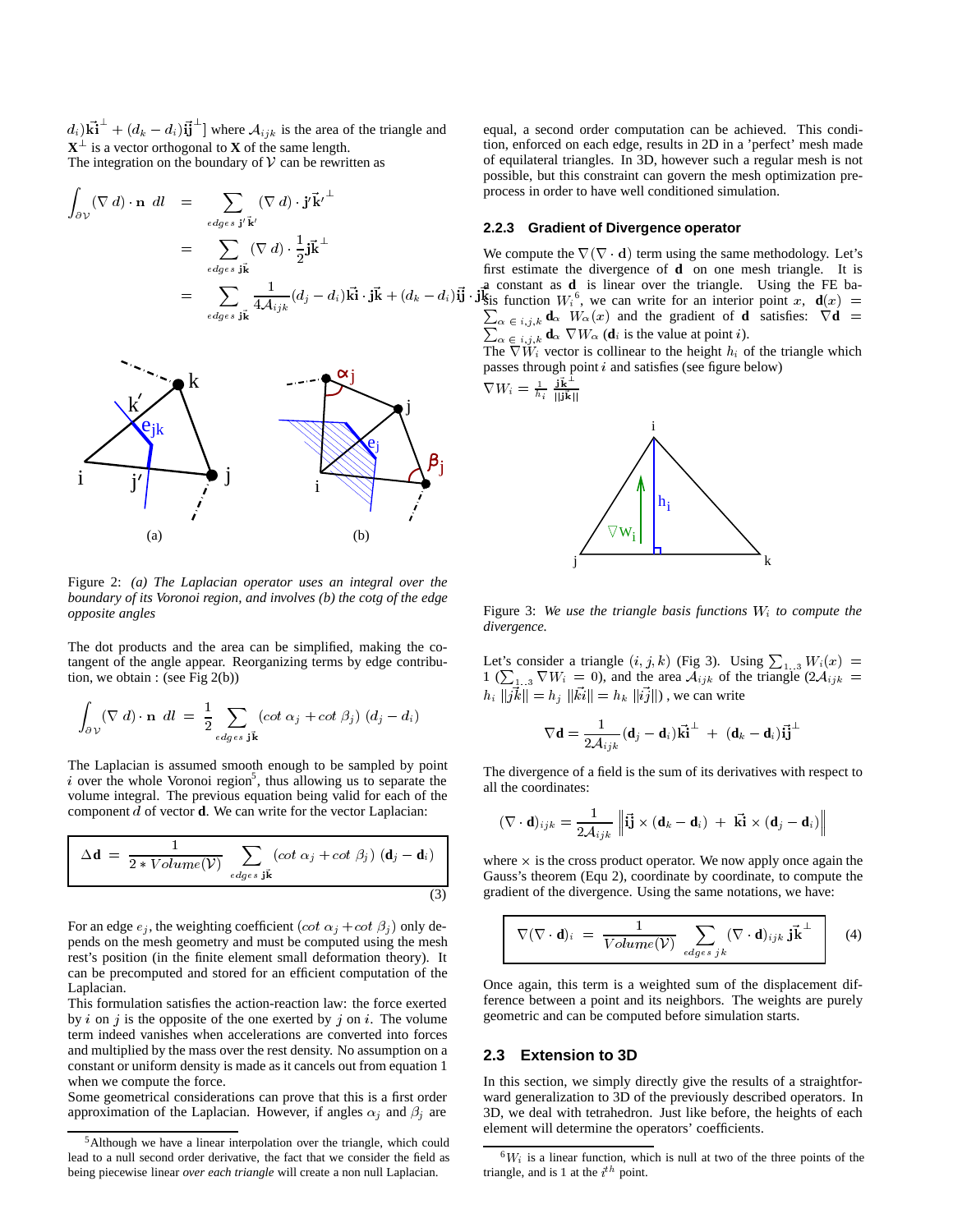$d_i)\vec{\mathbf{ki}}^\perp + (d_k - d_i)\vec{\mathbf{ij}}^\perp]$ where $\mathcal{A}_{ijk}$ is the area of the triangle and $\mathbf{X}^\perp$ is a vector orthogonal to $\mathbf{X}$ of the same length.
The integration on the boundary of $\mathcal{V}$ can be rewritten as

$$\begin{aligned}\int_{\partial\mathcal{V}} (\nabla\, d)\cdot \mathbf{n}\; dl &= \sum_{edges\ \mathbf{j}'\vec{\mathbf{k}}'} (\nabla\, d)\cdot \vec{\mathbf{j}'\mathbf{k}'}^\perp \\ &= \sum_{edges\ \vec{\mathbf{jk}}} (\nabla\, d)\cdot \frac{1}{2}\vec{\mathbf{jk}}^\perp \\ &= \sum_{edges\ \vec{\mathbf{jk}}} \frac{1}{4\mathcal{A}_{ijk}}(d_j - d_i)\vec{\mathbf{ki}}\cdot\vec{\mathbf{jk}} + (d_k - d_i)\vec{\mathbf{ij}}\cdot\vec{\mathbf{jk}}\end{aligned}$$

Figure 2: *(a) The Laplacian operator uses an integral over the boundary of its Voronoi region, and involves (b) the cotg of the edge opposite angles*

The dot products and the area can be simplified, making the cotangent of the angle appear. Reorganizing terms by edge contribution, we obtain : (see Fig 2(b))

$$\int_{\partial\mathcal{V}} (\nabla\, d)\cdot \mathbf{n}\; dl \;=\; \frac{1}{2}\sum_{edges\ \vec{\mathbf{jk}}} (cot\ \alpha_j + cot\ \beta_j)\ (d_j - d_i)$$

The Laplacian is assumed smooth enough to be sampled by point $i$ over the whole Voronoi region[5], thus allowing us to separate the volume integral. The previous equation being valid for each of the component $d$ of vector $\mathbf{d}$. We can write for the vector Laplacian:

$$\Delta\mathbf{d} \;=\; \frac{1}{2 * Volume(\mathcal{V})} \sum_{edges\ \vec{\mathbf{jk}}} (cot\ \alpha_j + cot\ \beta_j)\ (\mathbf{d}_j - \mathbf{d}_i) \tag{3}$$

For an edge $e_j$, the weighting coefficient $(cot\ \alpha_j + cot\ \beta_j)$ only depends on the mesh geometry and must be computed using the mesh rest's position (in the finite element small deformation theory). It can be precomputed and stored for an efficient computation of the Laplacian.
This formulation satisfies the action-reaction law: the force exerted by $i$ on $j$ is the opposite of the one exerted by $j$ on $i$. The volume term indeed vanishes when accelerations are converted into forces and multiplied by the mass over the rest density. No assumption on a constant or uniform density is made as it cancels out from equation 1 when we compute the force.
Some geometrical considerations can prove that this is a first order approximation of the Laplacian. However, if angles $\alpha_j$ and $\beta_j$ are equal, a second order computation can be achieved. This condition, enforced on each edge, results in 2D in a 'perfect' mesh made of equilateral triangles. In 3D, however such a regular mesh is not possible, but this constraint can govern the mesh optimization preprocess in order to have well conditioned simulation.

[5] Although we have a linear interpolation over the triangle, which could lead to a null second order derivative, the fact that we consider the field as being piecewise linear *over each triangle* will create a non null Laplacian.

### 2.2.3 Gradient of Divergence operator

We compute the $\nabla(\nabla\cdot\mathbf{d})$ term using the same methodology. Let's first estimate the divergence of $\mathbf{d}$ on one mesh triangle. It is a constant as $\mathbf{d}$ is linear over the triangle. Using the FE basis function $W_i$[6], we can write for an interior point $x$, $\mathbf{d}(x) = \sum_{\alpha\,\in\, i,j,k} \mathbf{d}_\alpha\ W_\alpha(x)$ and the gradient of $\mathbf{d}$ satisfies: $\nabla\mathbf{d} = \sum_{\alpha\,\in\, i,j,k} \mathbf{d}_\alpha\ \nabla W_\alpha$ ($\mathbf{d}_i$ is the value at point $i$).
The $\nabla W_i$ vector is collinear to the height $h_i$ of the triangle which passes through point $i$ and satisfies (see figure below)
$\nabla W_i = \frac{1}{h_i}\ \frac{\vec{\mathbf{jk}}^\perp}{||\vec{\mathbf{jk}}||}$

Figure 3: *We use the triangle basis functions $W_i$ to compute the divergence.*

Let's consider a triangle $(i,j,k)$ (Fig 3). Using $\sum_{1..3} W_i(x) = 1$ ($\sum_{1..3}\nabla W_i = 0$), and the area $\mathcal{A}_{ijk}$ of the triangle ($2\mathcal{A}_{ijk} = h_i\ ||\vec{jk}|| = h_j\ ||\vec{ki}|| = h_k\ ||\vec{ij}||$) , we can write

$$\nabla\mathbf{d} = \frac{1}{2\mathcal{A}_{ijk}}(\mathbf{d}_j - \mathbf{d}_i)\vec{\mathbf{ki}}^\perp \;+\; (\mathbf{d}_k - \mathbf{d}_i)\vec{\mathbf{ij}}^\perp$$

The divergence of a field is the sum of its derivatives with respect to all the coordinates:

$$(\nabla\cdot\mathbf{d})_{ijk} = \frac{1}{2\mathcal{A}_{ijk}}\left\|\vec{\mathbf{ij}}\times(\mathbf{d}_k - \mathbf{d}_i) \;+\; \vec{\mathbf{ki}}\times(\mathbf{d}_j - \mathbf{d}_i)\right\|$$

where $\times$ is the cross product operator. We now apply once again the Gauss's theorem (Equ 2), coordinate by coordinate, to compute the gradient of the divergence. Using the same notations, we have:

$$\nabla(\nabla\cdot\mathbf{d})_i \;=\; \frac{1}{Volume(\mathcal{V})}\sum_{edges\ jk} (\nabla\cdot\mathbf{d})_{ijk}\ \vec{\mathbf{jk}}^\perp \tag{4}$$

Once again, this term is a weighted sum of the displacement difference between a point and its neighbors. The weights are purely geometric and can be computed before simulation starts.

## 2.3 Extension to 3D

In this section, we simply directly give the results of a straightforward generalization to 3D of the previously described operators. In 3D, we deal with tetrahedron. Just like before, the heights of each element will determine the operators' coefficients.

[6] $W_i$ is a linear function, which is null at two of the three points of the triangle, and is 1 at the $i^{th}$ point.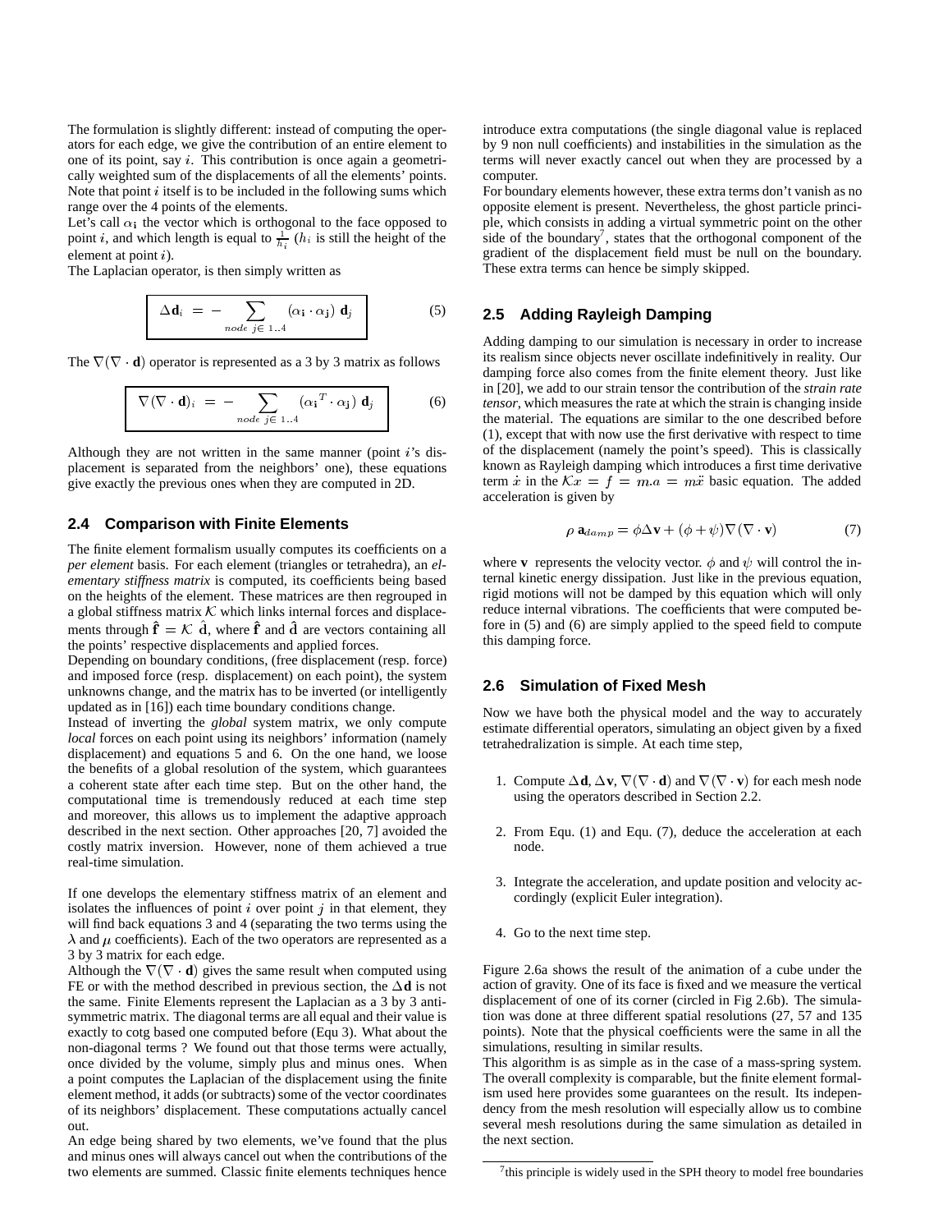The formulation is slightly different: instead of computing the operators for each edge, we give the contribution of an entire element to one of its point, say $i$. This contribution is once again a geometrically weighted sum of the displacements of all the elements' points. Note that point $i$ itself is to be included in the following sums which range over the 4 points of the elements.

Let's call $\alpha_\mathbf{i}$ the vector which is orthogonal to the face opposed to point $i$, and which length is equal to $\frac{1}{h_i}$ ($h_i$ is still the height of the element at point $i$).

The Laplacian operator, is then simply written as

$$\Delta \mathbf{d}_i = - \sum_{node\ j \in 1..4} (\alpha_\mathbf{i} \cdot \alpha_\mathbf{j})\ \mathbf{d}_j \tag{5}$$

The $\nabla(\nabla \cdot \mathbf{d})$ operator is represented as a 3 by 3 matrix as follows

$$\nabla(\nabla \cdot \mathbf{d})_i = - \sum_{node\ j \in 1..4} (\alpha_\mathbf{i}{}^T \cdot \alpha_\mathbf{j})\ \mathbf{d}_j \tag{6}$$

Although they are not written in the same manner (point $i$'s displacement is separated from the neighbors' one), these equations give exactly the previous ones when they are computed in 2D.

### 2.4 Comparison with Finite Elements

The finite element formalism usually computes its coefficients on a *per element* basis. For each element (triangles or tetrahedra), an *elementary stiffness matrix* is computed, its coefficients being based on the heights of the element. These matrices are then regrouped in a global stiffness matrix $\mathcal{K}$ which links internal forces and displacements through $\hat{\mathbf{f}} = \mathcal{K}\ \hat{\mathbf{d}}$, where $\hat{\mathbf{f}}$ and $\hat{\mathbf{d}}$ are vectors containing all the points' respective displacements and applied forces.

Depending on boundary conditions, (free displacement (resp. force) and imposed force (resp. displacement) on each point), the system unknowns change, and the matrix has to be inverted (or intelligently updated as in [16]) each time boundary conditions change.

Instead of inverting the *global* system matrix, we only compute *local* forces on each point using its neighbors' information (namely displacement) and equations 5 and 6. On the one hand, we loose the benefits of a global resolution of the system, which guarantees a coherent state after each time step. But on the other hand, the computational time is tremendously reduced at each time step and moreover, this allows us to implement the adaptive approach described in the next section. Other approaches [20, 7] avoided the costly matrix inversion. However, none of them achieved a true real-time simulation.

If one develops the elementary stiffness matrix of an element and isolates the influences of point $i$ over point $j$ in that element, they will find back equations 3 and 4 (separating the two terms using the $\lambda$ and $\mu$ coefficients). Each of the two operators are represented as a 3 by 3 matrix for each edge.

Although the $\nabla(\nabla \cdot \mathbf{d})$ gives the same result when computed using FE or with the method described in previous section, the $\Delta\mathbf{d}$ is not the same. Finite Elements represent the Laplacian as a 3 by 3 antisymmetric matrix. The diagonal terms are all equal and their value is exactly to cotg based one computed before (Equ 3). What about the non-diagonal terms ? We found out that those terms were actually, once divided by the volume, simply plus and minus ones. When a point computes the Laplacian of the displacement using the finite element method, it adds (or subtracts) some of the vector coordinates of its neighbors' displacement. These computations actually cancel out.

An edge being shared by two elements, we've found that the plus and minus ones will always cancel out when the contributions of the two elements are summed. Classic finite elements techniques hence introduce extra computations (the single diagonal value is replaced by 9 non null coefficients) and instabilities in the simulation as the terms will never exactly cancel out when they are processed by a computer.

For boundary elements however, these extra terms don't vanish as no opposite element is present. Nevertheless, the ghost particle principle, which consists in adding a virtual symmetric point on the other side of the boundary[7], states that the orthogonal component of the gradient of the displacement field must be null on the boundary. These extra terms can hence be simply skipped.

### 2.5 Adding Rayleigh Damping

Adding damping to our simulation is necessary in order to increase its realism since objects never oscillate indefinitively in reality. Our damping force also comes from the finite element theory. Just like in [20], we add to our strain tensor the contribution of the *strain rate tensor*, which measures the rate at which the strain is changing inside the material. The equations are similar to the one described before (1), except that with now use the first derivative with respect to time of the displacement (namely the point's speed). This is classically known as Rayleigh damping which introduces a first time derivative term $\dot{x}$ in the $\mathcal{K}x = f = m.a = m\ddot{x}$ basic equation. The added acceleration is given by

$$\rho\ \mathbf{a}_{damp} = \phi \Delta \mathbf{v} + (\phi + \psi)\nabla(\nabla \cdot \mathbf{v}) \tag{7}$$

where $\mathbf{v}$ represents the velocity vector. $\phi$ and $\psi$ will control the internal kinetic energy dissipation. Just like in the previous equation, rigid motions will not be damped by this equation which will only reduce internal vibrations. The coefficients that were computed before in (5) and (6) are simply applied to the speed field to compute this damping force.

### 2.6 Simulation of Fixed Mesh

Now we have both the physical model and the way to accurately estimate differential operators, simulating an object given by a fixed tetrahedralization is simple. At each time step,

1. Compute $\Delta\mathbf{d}$, $\Delta\mathbf{v}$, $\nabla(\nabla \cdot \mathbf{d})$ and $\nabla(\nabla \cdot \mathbf{v})$ for each mesh node using the operators described in Section 2.2.
2. From Equ. (1) and Equ. (7), deduce the acceleration at each node.
3. Integrate the acceleration, and update position and velocity accordingly (explicit Euler integration).
4. Go to the next time step.

Figure 2.6a shows the result of the animation of a cube under the action of gravity. One of its face is fixed and we measure the vertical displacement of one of its corner (circled in Fig 2.6b). The simulation was done at three different spatial resolutions (27, 57 and 135 points). Note that the physical coefficients were the same in all the simulations, resulting in similar results.

This algorithm is as simple as in the case of a mass-spring system. The overall complexity is comparable, but the finite element formalism used here provides some guarantees on the result. Its independency from the mesh resolution will especially allow us to combine several mesh resolutions during the same simulation as detailed in the next section.

[7] this principle is widely used in the SPH theory to model free boundaries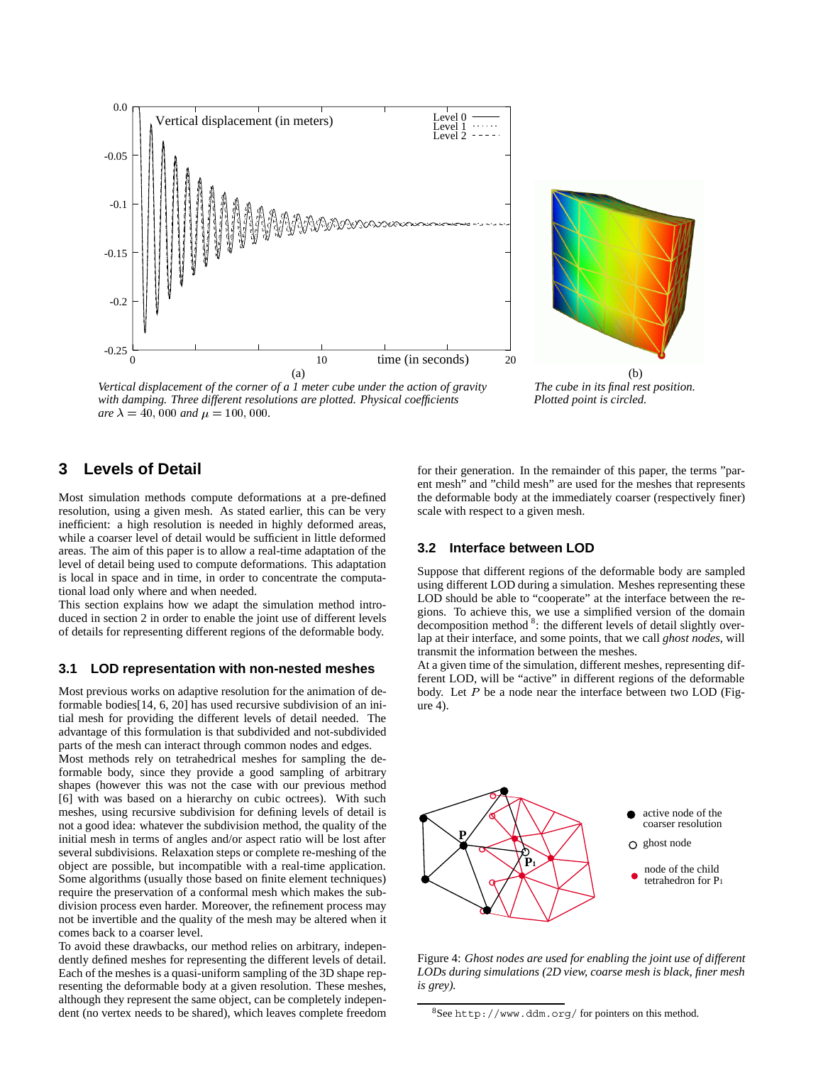(a)

*Vertical displacement of the corner of a 1 meter cube under the action of gravity with damping. Three different resolutions are plotted. Physical coefficients are $\lambda = 40,000$ and $\mu = 100,000$.*

(b)

*The cube in its final rest position. Plotted point is circled.*

## 3 Levels of Detail

Most simulation methods compute deformations at a pre-defined resolution, using a given mesh. As stated earlier, this can be very inefficient: a high resolution is needed in highly deformed areas, while a coarser level of detail would be sufficient in little deformed areas. The aim of this paper is to allow a real-time adaptation of the level of detail being used to compute deformations. This adaptation is local in space and in time, in order to concentrate the computational load only where and when needed.

This section explains how we adapt the simulation method introduced in section 2 in order to enable the joint use of different levels of details for representing different regions of the deformable body.

### 3.1 LOD representation with non-nested meshes

Most previous works on adaptive resolution for the animation of deformable bodies[14, 6, 20] has used recursive subdivision of an initial mesh for providing the different levels of detail needed. The advantage of this formulation is that subdivided and not-subdivided parts of the mesh can interact through common nodes and edges.

Most methods rely on tetrahedrical meshes for sampling the deformable body, since they provide a good sampling of arbitrary shapes (however this was not the case with our previous method [6] with was based on a hierarchy on cubic octrees). With such meshes, using recursive subdivision for defining levels of detail is not a good idea: whatever the subdivision method, the quality of the initial mesh in terms of angles and/or aspect ratio will be lost after several subdivisions. Relaxation steps or complete re-meshing of the object are possible, but incompatible with a real-time application. Some algorithms (usually those based on finite element techniques) require the preservation of a conformal mesh which makes the subdivision process even harder. Moreover, the refinement process may not be invertible and the quality of the mesh may be altered when it comes back to a coarser level.

To avoid these drawbacks, our method relies on arbitrary, independently defined meshes for representing the different levels of detail. Each of the meshes is a quasi-uniform sampling of the 3D shape representing the deformable body at a given resolution. These meshes, although they represent the same object, can be completely independent (no vertex needs to be shared), which leaves complete freedom for their generation. In the remainder of this paper, the terms "parent mesh" and "child mesh" are used for the meshes that represents the deformable body at the immediately coarser (respectively finer) scale with respect to a given mesh.

### 3.2 Interface between LOD

Suppose that different regions of the deformable body are sampled using different LOD during a simulation. Meshes representing these LOD should be able to "cooperate" at the interface between the regions. To achieve this, we use a simplified version of the domain decomposition method [8]: the different levels of detail slightly overlap at their interface, and some points, that we call *ghost nodes*, will transmit the information between the meshes.

At a given time of the simulation, different meshes, representing different LOD, will be "active" in different regions of the deformable body. Let $P$ be a node near the interface between two LOD (Figure 4).

Figure 4: *Ghost nodes are used for enabling the joint use of different LODs during simulations (2D view, coarse mesh is black, finer mesh is grey).*

[8] See http://www.ddm.org/ for pointers on this method.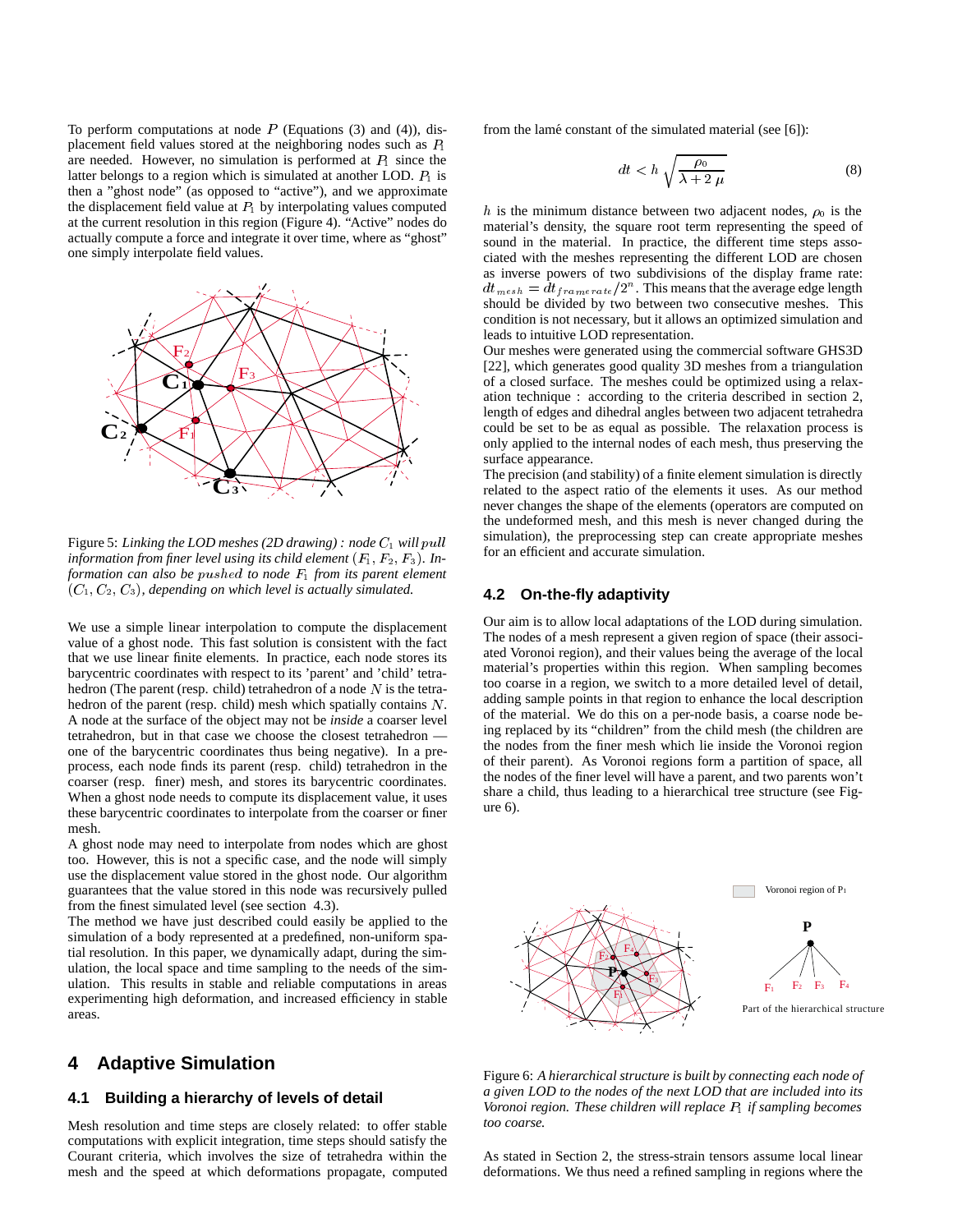To perform computations at node $P$ (Equations (3) and (4)), displacement field values stored at the neighboring nodes such as $P_1$ are needed. However, no simulation is performed at $P_1$ since the latter belongs to a region which is simulated at another LOD. $P_1$ is then a "ghost node" (as opposed to "active"), and we approximate the displacement field value at $P_1$ by interpolating values computed at the current resolution in this region (Figure 4). "Active" nodes do actually compute a force and integrate it over time, where as "ghost" one simply interpolate field values.

Figure 5: *Linking the LOD meshes (2D drawing) : node $C_1$ will $pull$ information from finer level using its child element $(F_1, F_2, F_3)$. Information can also be $pushed$ to node $F_1$ from its parent element $(C_1, C_2, C_3)$, depending on which level is actually simulated.*

We use a simple linear interpolation to compute the displacement value of a ghost node. This fast solution is consistent with the fact that we use linear finite elements. In practice, each node stores its barycentric coordinates with respect to its 'parent' and 'child' tetrahedron (The parent (resp. child) tetrahedron of a node $N$ is the tetrahedron of the parent (resp. child) mesh which spatially contains $N$. A node at the surface of the object may not be *inside* a coarser level tetrahedron, but in that case we choose the closest tetrahedron — one of the barycentric coordinates thus being negative). In a preprocess, each node finds its parent (resp. child) tetrahedron in the coarser (resp. finer) mesh, and stores its barycentric coordinates. When a ghost node needs to compute its displacement value, it uses these barycentric coordinates to interpolate from the coarser or finer mesh.

A ghost node may need to interpolate from nodes which are ghost too. However, this is not a specific case, and the node will simply use the displacement value stored in the ghost node. Our algorithm guarantees that the value stored in this node was recursively pulled from the finest simulated level (see section 4.3).

The method we have just described could easily be applied to the simulation of a body represented at a predefined, non-uniform spatial resolution. In this paper, we dynamically adapt, during the simulation, the local space and time sampling to the needs of the simulation. This results in stable and reliable computations in areas experimenting high deformation, and increased efficiency in stable areas.

# 4 Adaptive Simulation

## 4.1 Building a hierarchy of levels of detail

Mesh resolution and time steps are closely related: to offer stable computations with explicit integration, time steps should satisfy the Courant criteria, which involves the size of tetrahedra within the mesh and the speed at which deformations propagate, computed from the lamé constant of the simulated material (see [6]):

$$dt < h\sqrt{\frac{\rho_0}{\lambda + 2\,\mu}} \tag{8}$$

$h$ is the minimum distance between two adjacent nodes, $\rho_0$ is the material's density, the square root term representing the speed of sound in the material. In practice, the different time steps associated with the meshes representing the different LOD are chosen as inverse powers of two subdivisions of the display frame rate: $dt_{mesh} = dt_{framerate}/2^n$. This means that the average edge length should be divided by two between two consecutive meshes. This condition is not necessary, but it allows an optimized simulation and leads to intuitive LOD representation.

Our meshes were generated using the commercial software GHS3D [22], which generates good quality 3D meshes from a triangulation of a closed surface. The meshes could be optimized using a relaxation technique : according to the criteria described in section 2, length of edges and dihedral angles between two adjacent tetrahedra could be set to be as equal as possible. The relaxation process is only applied to the internal nodes of each mesh, thus preserving the surface appearance.

The precision (and stability) of a finite element simulation is directly related to the aspect ratio of the elements it uses. As our method never changes the shape of the elements (operators are computed on the undeformed mesh, and this mesh is never changed during the simulation), the preprocessing step can create appropriate meshes for an efficient and accurate simulation.

## 4.2 On-the-fly adaptivity

Our aim is to allow local adaptations of the LOD during simulation. The nodes of a mesh represent a given region of space (their associated Voronoi region), and their values being the average of the local material's properties within this region. When sampling becomes too coarse in a region, we switch to a more detailed level of detail, adding sample points in that region to enhance the local description of the material. We do this on a per-node basis, a coarse node being replaced by its "children" from the child mesh (the children are the nodes from the finer mesh which lie inside the Voronoi region of their parent). As Voronoi regions form a partition of space, all the nodes of the finer level will have a parent, and two parents won't share a child, thus leading to a hierarchical tree structure (see Figure 6).

Figure 6: *A hierarchical structure is built by connecting each node of a given LOD to the nodes of the next LOD that are included into its Voronoi region. These children will replace $P_1$ if sampling becomes too coarse.*

As stated in Section 2, the stress-strain tensors assume local linear deformations. We thus need a refined sampling in regions where the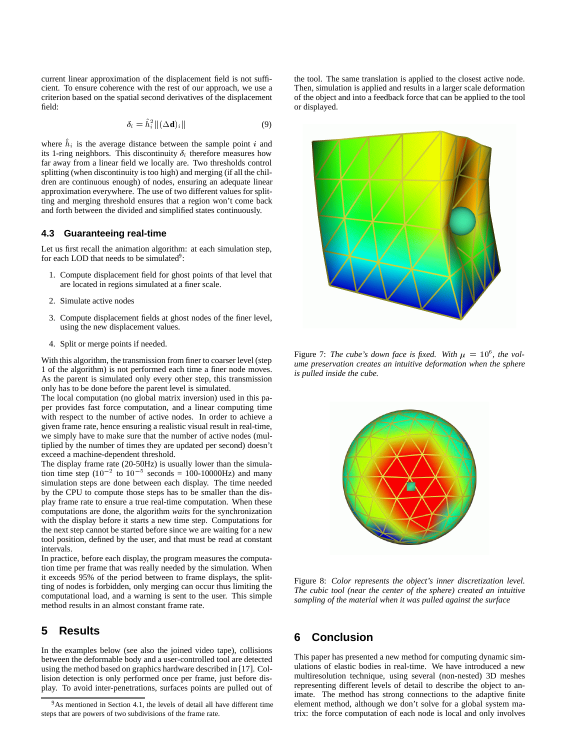current linear approximation of the displacement field is not sufficient. To ensure coherence with the rest of our approach, we use a criterion based on the spatial second derivatives of the displacement field:

$$\delta_i = \hat{h}_i^2 ||(\Delta \mathbf{d})_i|| \tag{9}$$

where $\hat{h}_i$ is the average distance between the sample point $i$ and its 1-ring neighbors. This discontinuity $\delta_i$ therefore measures how far away from a linear field we locally are. Two thresholds control splitting (when discontinuity is too high) and merging (if all the children are continuous enough) of nodes, ensuring an adequate linear approximation everywhere. The use of two different values for splitting and merging threshold ensures that a region won't come back and forth between the divided and simplified states continuously.

### 4.3 Guaranteeing real-time

Let us first recall the animation algorithm: at each simulation step, for each LOD that needs to be simulated[9]:

1. Compute displacement field for ghost points of that level that are located in regions simulated at a finer scale.
2. Simulate active nodes
3. Compute displacement fields at ghost nodes of the finer level, using the new displacement values.
4. Split or merge points if needed.

With this algorithm, the transmission from finer to coarser level (step 1 of the algorithm) is not performed each time a finer node moves. As the parent is simulated only every other step, this transmission only has to be done before the parent level is simulated.

The local computation (no global matrix inversion) used in this paper provides fast force computation, and a linear computing time with respect to the number of active nodes. In order to achieve a given frame rate, hence ensuring a realistic visual result in real-time, we simply have to make sure that the number of active nodes (multiplied by the number of times they are updated per second) doesn't exceed a machine-dependent threshold.

The display frame rate (20-50Hz) is usually lower than the simulation time step ($10^{-2}$ to $10^{-5}$ seconds = 100-10000Hz) and many simulation steps are done between each display. The time needed by the CPU to compute those steps has to be smaller than the display frame rate to ensure a true real-time computation. When these computations are done, the algorithm *waits* for the synchronization with the display before it starts a new time step. Computations for the next step cannot be started before since we are waiting for a new tool position, defined by the user, and that must be read at constant intervals.

In practice, before each display, the program measures the computation time per frame that was really needed by the simulation. When it exceeds 95% of the period between to frame displays, the splitting of nodes is forbidden, only merging can occur thus limiting the computational load, and a warning is sent to the user. This simple method results in an almost constant frame rate.

## 5 Results

In the examples below (see also the joined video tape), collisions between the deformable body and a user-controlled tool are detected using the method based on graphics hardware described in [17]. Collision detection is only performed once per frame, just before display. To avoid inter-penetrations, surfaces points are pulled out of the tool. The same translation is applied to the closest active node. Then, simulation is applied and results in a larger scale deformation of the object and into a feedback force that can be applied to the tool or displayed.

[9] As mentioned in Section 4.1, the levels of detail all have different time steps that are powers of two subdivisions of the frame rate.

Figure 7: *The cube's down face is fixed. With $\mu = 10^6$, the volume preservation creates an intuitive deformation when the sphere is pulled inside the cube.*

Figure 8: *Color represents the object's inner discretization level. The cubic tool (near the center of the sphere) created an intuitive sampling of the material when it was pulled against the surface*

## 6 Conclusion

This paper has presented a new method for computing dynamic simulations of elastic bodies in real-time. We have introduced a new multiresolution technique, using several (non-nested) 3D meshes representing different levels of detail to describe the object to animate. The method has strong connections to the adaptive finite element method, although we don't solve for a global system matrix: the force computation of each node is local and only involves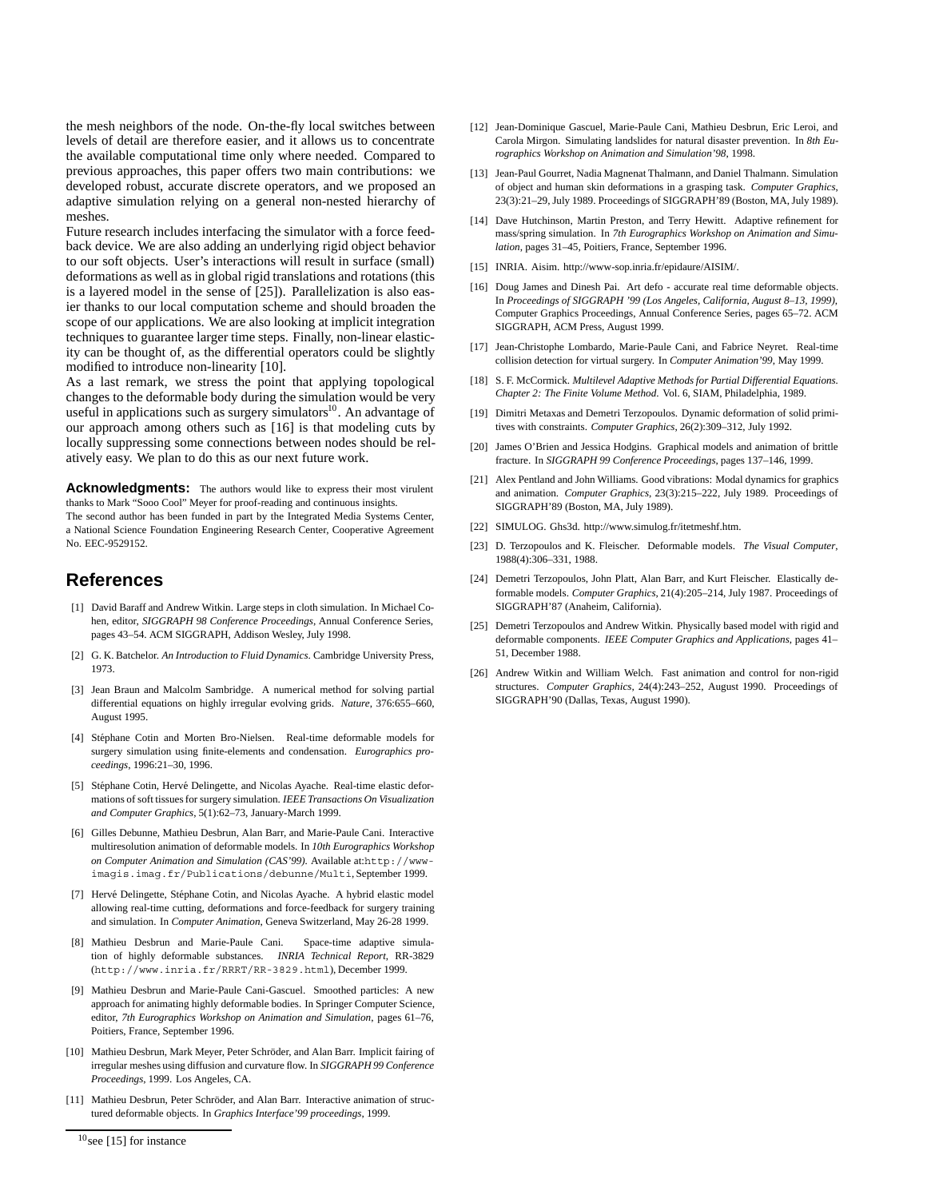the mesh neighbors of the node. On-the-fly local switches between levels of detail are therefore easier, and it allows us to concentrate the available computational time only where needed. Compared to previous approaches, this paper offers two main contributions: we developed robust, accurate discrete operators, and we proposed an adaptive simulation relying on a general non-nested hierarchy of meshes.

Future research includes interfacing the simulator with a force feedback device. We are also adding an underlying rigid object behavior to our soft objects. User's interactions will result in surface (small) deformations as well as in global rigid translations and rotations (this is a layered model in the sense of [25]). Parallelization is also easier thanks to our local computation scheme and should broaden the scope of our applications. We are also looking at implicit integration techniques to guarantee larger time steps. Finally, non-linear elasticity can be thought of, as the differential operators could be slightly modified to introduce non-linearity [10].

As a last remark, we stress the point that applying topological changes to the deformable body during the simulation would be very useful in applications such as surgery simulators[10]. An advantage of our approach among others such as [16] is that modeling cuts by locally suppressing some connections between nodes should be relatively easy. We plan to do this as our next future work.

**Acknowledgments:** The authors would like to express their most virulent thanks to Mark "Sooo Cool" Meyer for proof-reading and continuous insights.
The second author has been funded in part by the Integrated Media Systems Center, a National Science Foundation Engineering Research Center, Cooperative Agreement No. EEC-9529152.

## References

[1] David Baraff and Andrew Witkin. Large steps in cloth simulation. In Michael Cohen, editor, *SIGGRAPH 98 Conference Proceedings*, Annual Conference Series, pages 43–54. ACM SIGGRAPH, Addison Wesley, July 1998.

[2] G. K. Batchelor. *An Introduction to Fluid Dynamics*. Cambridge University Press, 1973.

[3] Jean Braun and Malcolm Sambridge. A numerical method for solving partial differential equations on highly irregular evolving grids. *Nature*, 376:655–660, August 1995.

[4] Stéphane Cotin and Morten Bro-Nielsen. Real-time deformable models for surgery simulation using finite-elements and condensation. *Eurographics proceedings*, 1996:21–30, 1996.

[5] Stéphane Cotin, Hervé Delingette, and Nicolas Ayache. Real-time elastic deformations of soft tissues for surgery simulation. *IEEE Transactions On Visualization and Computer Graphics*, 5(1):62–73, January-March 1999.

[6] Gilles Debunne, Mathieu Desbrun, Alan Barr, and Marie-Paule Cani. Interactive multiresolution animation of deformable models. In *10th Eurographics Workshop on Computer Animation and Simulation (CAS'99)*. Available at:http://www-imagis.imag.fr/Publications/debunne/Multi, September 1999.

[7] Hervé Delingette, Stéphane Cotin, and Nicolas Ayache. A hybrid elastic model allowing real-time cutting, deformations and force-feedback for surgery training and simulation. In *Computer Animation*, Geneva Switzerland, May 26-28 1999.

[8] Mathieu Desbrun and Marie-Paule Cani. Space-time adaptive simulation of highly deformable substances. *INRIA Technical Report*, RR-3829 (http://www.inria.fr/RRRT/RR-3829.html), December 1999.

[9] Mathieu Desbrun and Marie-Paule Cani-Gascuel. Smoothed particles: A new approach for animating highly deformable bodies. In Springer Computer Science, editor, *7th Eurographics Workshop on Animation and Simulation*, pages 61–76, Poitiers, France, September 1996.

[10] Mathieu Desbrun, Mark Meyer, Peter Schröder, and Alan Barr. Implicit fairing of irregular meshes using diffusion and curvature flow. In *SIGGRAPH 99 Conference Proceedings*, 1999. Los Angeles, CA.

[11] Mathieu Desbrun, Peter Schröder, and Alan Barr. Interactive animation of structured deformable objects. In *Graphics Interface'99 proceedings*, 1999.

[12] Jean-Dominique Gascuel, Marie-Paule Cani, Mathieu Desbrun, Eric Leroi, and Carola Mirgon. Simulating landslides for natural disaster prevention. In *8th Eurographics Workshop on Animation and Simulation'98*, 1998.

[13] Jean-Paul Gourret, Nadia Magnenat Thalmann, and Daniel Thalmann. Simulation of object and human skin deformations in a grasping task. *Computer Graphics*, 23(3):21–29, July 1989. Proceedings of SIGGRAPH'89 (Boston, MA, July 1989).

[14] Dave Hutchinson, Martin Preston, and Terry Hewitt. Adaptive refinement for mass/spring simulation. In *7th Eurographics Workshop on Animation and Simulation*, pages 31–45, Poitiers, France, September 1996.

[15] INRIA. Aisim. http://www-sop.inria.fr/epidaure/AISIM/.

[16] Doug James and Dinesh Pai. Art defo - accurate real time deformable objects. In *Proceedings of SIGGRAPH '99 (Los Angeles, California, August 8–13, 1999)*, Computer Graphics Proceedings, Annual Conference Series, pages 65–72. ACM SIGGRAPH, ACM Press, August 1999.

[17] Jean-Christophe Lombardo, Marie-Paule Cani, and Fabrice Neyret. Real-time collision detection for virtual surgery. In *Computer Animation'99*, May 1999.

[18] S. F. McCormick. *Multilevel Adaptive Methods for Partial Differential Equations. Chapter 2: The Finite Volume Method*. Vol. 6, SIAM, Philadelphia, 1989.

[19] Dimitri Metaxas and Demetri Terzopoulos. Dynamic deformation of solid primitives with constraints. *Computer Graphics*, 26(2):309–312, July 1992.

[20] James O'Brien and Jessica Hodgins. Graphical models and animation of brittle fracture. In *SIGGRAPH 99 Conference Proceedings*, pages 137–146, 1999.

[21] Alex Pentland and John Williams. Good vibrations: Modal dynamics for graphics and animation. *Computer Graphics*, 23(3):215–222, July 1989. Proceedings of SIGGRAPH'89 (Boston, MA, July 1989).

[22] SIMULOG. Ghs3d. http://www.simulog.fr/itetmeshf.htm.

[23] D. Terzopoulos and K. Fleischer. Deformable models. *The Visual Computer*, 1988(4):306–331, 1988.

[24] Demetri Terzopoulos, John Platt, Alan Barr, and Kurt Fleischer. Elastically deformable models. *Computer Graphics*, 21(4):205–214, July 1987. Proceedings of SIGGRAPH'87 (Anaheim, California).

[25] Demetri Terzopoulos and Andrew Witkin. Physically based model with rigid and deformable components. *IEEE Computer Graphics and Applications*, pages 41–51, December 1988.

[26] Andrew Witkin and William Welch. Fast animation and control for non-rigid structures. *Computer Graphics*, 24(4):243–252, August 1990. Proceedings of SIGGRAPH'90 (Dallas, Texas, August 1990).

[10] see [15] for instance